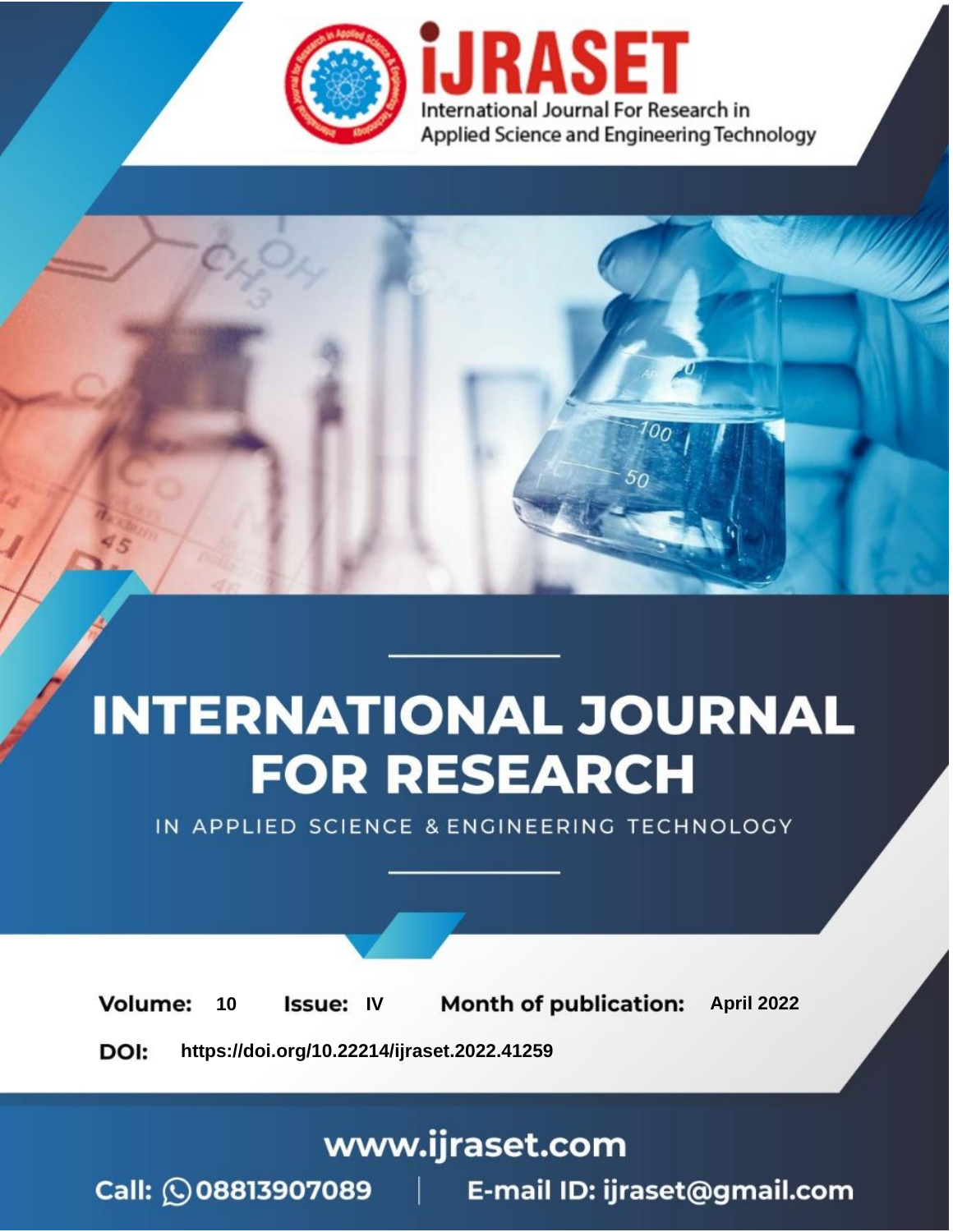iJRASET

International Journal For Research in Applied Science and Engineering Technology

# INTERNATIONAL JOURNAL FOR RESEARCH

IN APPLIED SCIENCE & ENGINEERING TECHNOLOGY

**Volume:** 10 **Issue:** IV **Month of publication:** April 2022

**DOI:** https://doi.org/10.22214/ijraset.2022.41259

www.ijraset.com

Call: 08813907089 | E-mail ID: ijraset@gmail.com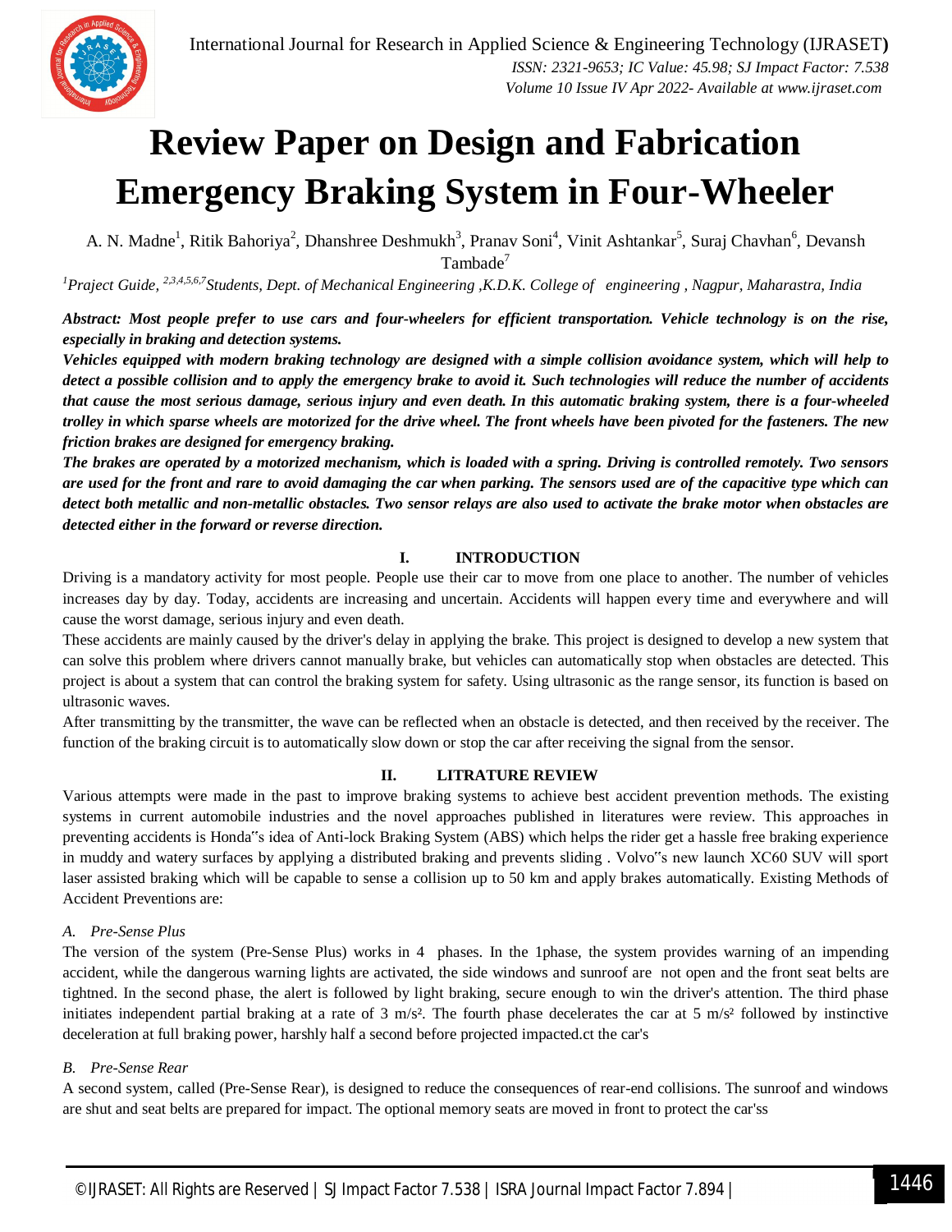# Review Paper on Design and Fabrication Emergency Braking System in Four-Wheeler

A. N. Madne[1], Ritik Bahoriya[2], Dhanshree Deshmukh[3], Pranav Soni[4], Vinit Ashtankar[5], Suraj Chavhan[6], Devansh Tambade[7]

*[1]Praject Guide, [2,3,4,5,6,7]Students, Dept. of Mechanical Engineering ,K.D.K. College of engineering , Nagpur, Maharastra, India*

***Abstract: Most people prefer to use cars and four-wheelers for efficient transportation. Vehicle technology is on the rise, especially in braking and detection systems.***

***Vehicles equipped with modern braking technology are designed with a simple collision avoidance system, which will help to detect a possible collision and to apply the emergency brake to avoid it. Such technologies will reduce the number of accidents that cause the most serious damage, serious injury and even death. In this automatic braking system, there is a four-wheeled trolley in which sparse wheels are motorized for the drive wheel. The front wheels have been pivoted for the fasteners. The new friction brakes are designed for emergency braking.***

***The brakes are operated by a motorized mechanism, which is loaded with a spring. Driving is controlled remotely. Two sensors are used for the front and rare to avoid damaging the car when parking. The sensors used are of the capacitive type which can detect both metallic and non-metallic obstacles. Two sensor relays are also used to activate the brake motor when obstacles are detected either in the forward or reverse direction.***

## I. INTRODUCTION

Driving is a mandatory activity for most people. People use their car to move from one place to another. The number of vehicles increases day by day. Today, accidents are increasing and uncertain. Accidents will happen every time and everywhere and will cause the worst damage, serious injury and even death.

These accidents are mainly caused by the driver's delay in applying the brake. This project is designed to develop a new system that can solve this problem where drivers cannot manually brake, but vehicles can automatically stop when obstacles are detected. This project is about a system that can control the braking system for safety. Using ultrasonic as the range sensor, its function is based on ultrasonic waves.

After transmitting by the transmitter, the wave can be reflected when an obstacle is detected, and then received by the receiver. The function of the braking circuit is to automatically slow down or stop the car after receiving the signal from the sensor.

## II. LITRATURE REVIEW

Various attempts were made in the past to improve braking systems to achieve best accident prevention methods. The existing systems in current automobile industries and the novel approaches published in literatures were review. This approaches in preventing accidents is Honda‟s idea of Anti-lock Braking System (ABS) which helps the rider get a hassle free braking experience in muddy and watery surfaces by applying a distributed braking and prevents sliding . Volvo‟s new launch XC60 SUV will sport laser assisted braking which will be capable to sense a collision up to 50 km and apply brakes automatically. Existing Methods of Accident Preventions are:

### *A. Pre-Sense Plus*

The version of the system (Pre-Sense Plus) works in 4 phases. In the 1phase, the system provides warning of an impending accident, while the dangerous warning lights are activated, the side windows and sunroof are not open and the front seat belts are tightned. In the second phase, the alert is followed by light braking, secure enough to win the driver's attention. The third phase initiates independent partial braking at a rate of 3 m/s². The fourth phase decelerates the car at 5 m/s² followed by instinctive deceleration at full braking power, harshly half a second before projected impacted.ct the car's

### *B. Pre-Sense Rear*

A second system, called (Pre-Sense Rear), is designed to reduce the consequences of rear-end collisions. The sunroof and windows are shut and seat belts are prepared for impact. The optional memory seats are moved in front to protect the car'ss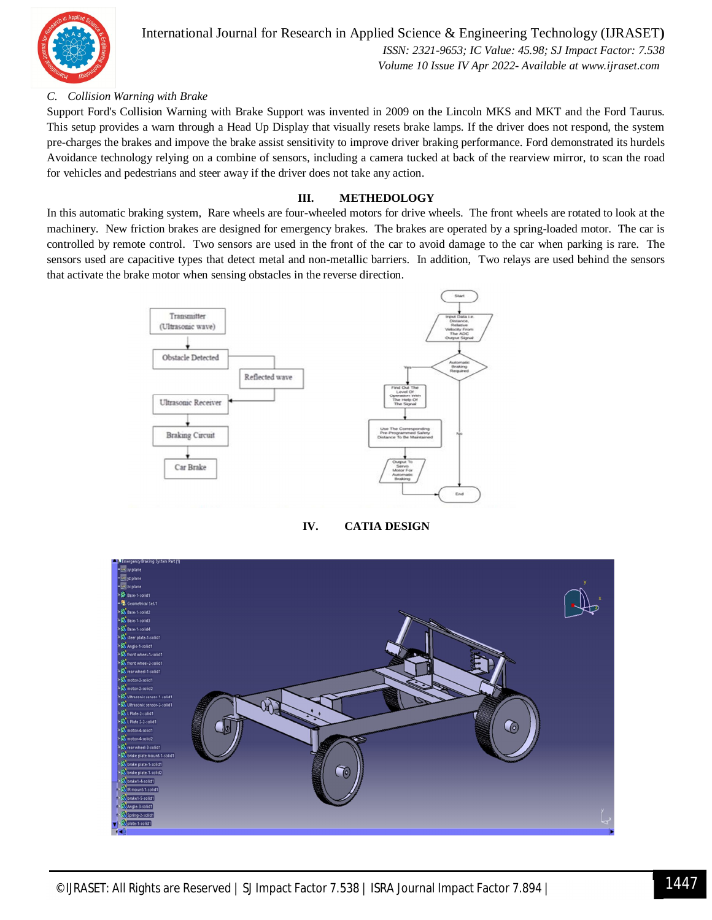### C. *Collision Warning with Brake*

Support Ford's Collision Warning with Brake Support was invented in 2009 on the Lincoln MKS and MKT and the Ford Taurus. This setup provides a warn through a Head Up Display that visually resets brake lamps. If the driver does not respond, the system pre-charges the brakes and impove the brake assist sensitivity to improve driver braking performance. Ford demonstrated its hurdels Avoidance technology relying on a combine of sensors, including a camera tucked at back of the rearview mirror, to scan the road for vehicles and pedestrians and steer away if the driver does not take any action.

## III. METHEDOLOGY

In this automatic braking system, Rare wheels are four-wheeled motors for drive wheels. The front wheels are rotated to look at the machinery. New friction brakes are designed for emergency brakes. The brakes are operated by a spring-loaded motor. The car is controlled by remote control. Two sensors are used in the front of the car to avoid damage to the car when parking is rare. The sensors used are capacitive types that detect metal and non-metallic barriers. In addition, Two relays are used behind the sensors that activate the brake motor when sensing obstacles in the reverse direction.

## IV. CATIA DESIGN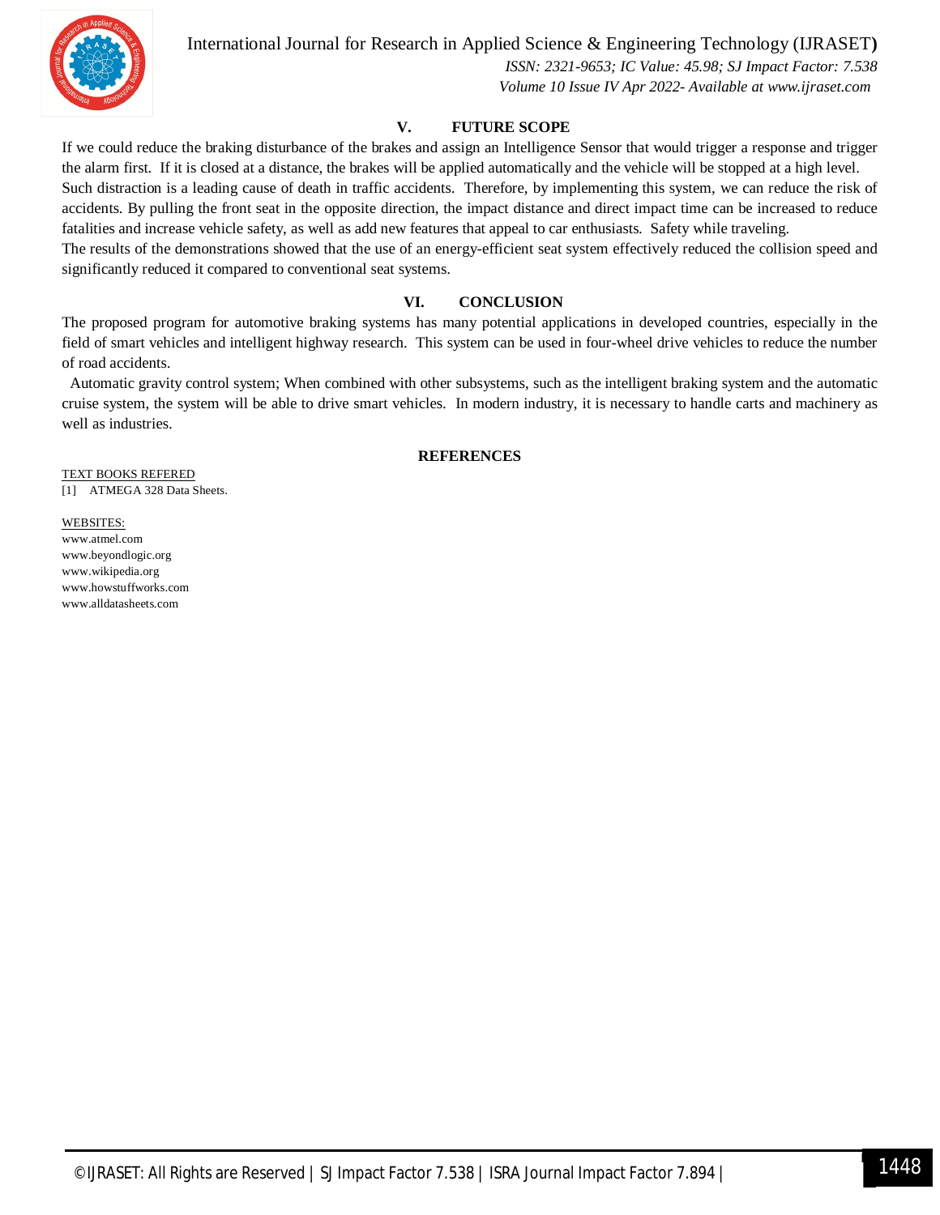## V. FUTURE SCOPE

If we could reduce the braking disturbance of the brakes and assign an Intelligence Sensor that would trigger a response and trigger the alarm first. If it is closed at a distance, the brakes will be applied automatically and the vehicle will be stopped at a high level.
Such distraction is a leading cause of death in traffic accidents. Therefore, by implementing this system, we can reduce the risk of accidents. By pulling the front seat in the opposite direction, the impact distance and direct impact time can be increased to reduce fatalities and increase vehicle safety, as well as add new features that appeal to car enthusiasts. Safety while traveling.
The results of the demonstrations showed that the use of an energy-efficient seat system effectively reduced the collision speed and significantly reduced it compared to conventional seat systems.

## VI. CONCLUSION

The proposed program for automotive braking systems has many potential applications in developed countries, especially in the field of smart vehicles and intelligent highway research. This system can be used in four-wheel drive vehicles to reduce the number of road accidents.

Automatic gravity control system; When combined with other subsystems, such as the intelligent braking system and the automatic cruise system, the system will be able to drive smart vehicles. In modern industry, it is necessary to handle carts and machinery as well as industries.

## REFERENCES

TEXT BOOKS REFERED

[1] ATMEGA 328 Data Sheets.

WEBSITES:

www.atmel.com
www.beyondlogic.org
www.wikipedia.org
www.howstuffworks.com
www.alldatasheets.com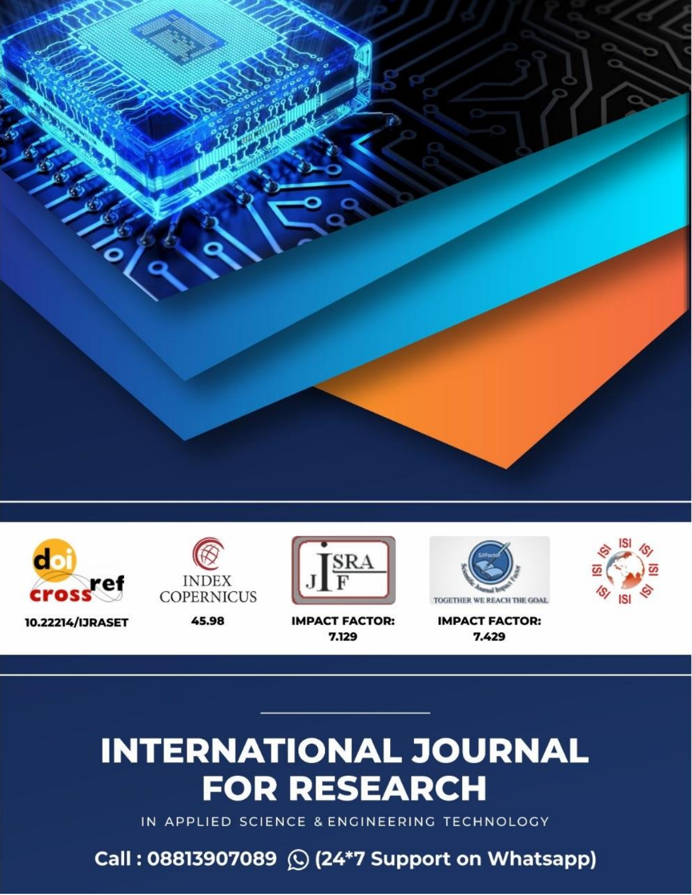10.22214/IJRASET

45.98

IMPACT FACTOR: 7.129

IMPACT FACTOR: 7.429

# INTERNATIONAL JOURNAL FOR RESEARCH

IN APPLIED SCIENCE & ENGINEERING TECHNOLOGY

Call : 08813907089 (24*7 Support on Whatsapp)